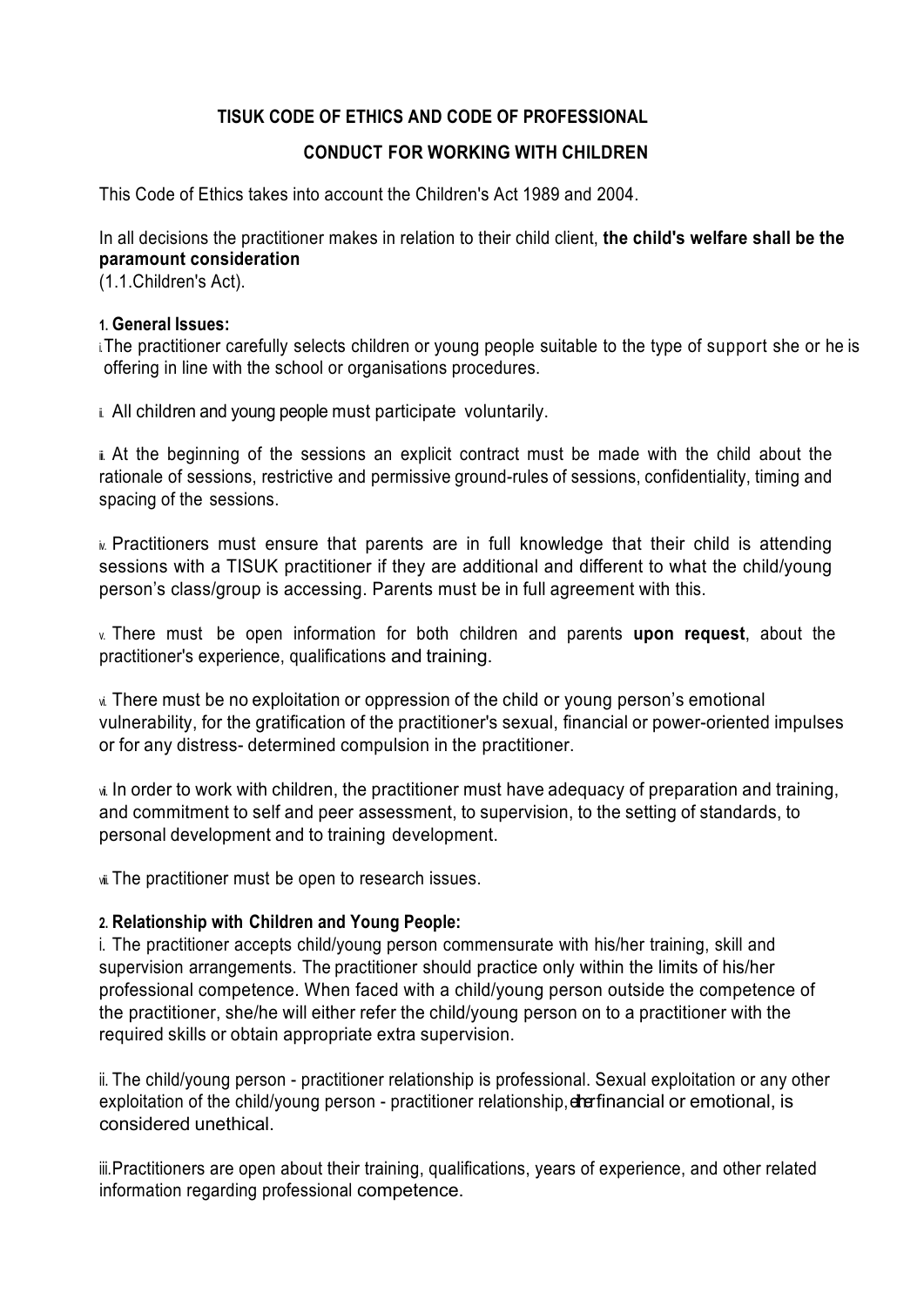**TISUK CODE OF ETHICS AND CODE OF PROFESSIONAL**

**CONDUCT FOR WORKING WITH CHILDREN**

This Code of Ethics takes into account the Children's Act 1989 and 2004.

In all decisions the practitioner makes in relation to their child client, **the child's welfare shall be the paramount consideration**
(1.1.Children's Act).

**1. General Issues:**

i. The practitioner carefully selects children or young people suitable to the type of support she or he is offering in line with the school or organisations procedures.

ii. All children and young people must participate voluntarily.

iii. At the beginning of the sessions an explicit contract must be made with the child about the rationale of sessions, restrictive and permissive ground-rules of sessions, confidentiality, timing and spacing of the sessions.

iv. Practitioners must ensure that parents are in full knowledge that their child is attending sessions with a TISUK practitioner if they are additional and different to what the child/young person's class/group is accessing. Parents must be in full agreement with this.

v. There must be open information for both children and parents **upon request**, about the practitioner's experience, qualifications and training.

vi. There must be no exploitation or oppression of the child or young person's emotional vulnerability, for the gratification of the practitioner's sexual, financial or power-oriented impulses or for any distress- determined compulsion in the practitioner.

vii. In order to work with children, the practitioner must have adequacy of preparation and training, and commitment to self and peer assessment, to supervision, to the setting of standards, to personal development and to training development.

viii. The practitioner must be open to research issues.

**2. Relationship with Children and Young People:**

i. The practitioner accepts child/young person commensurate with his/her training, skill and supervision arrangements. The practitioner should practice only within the limits of his/her professional competence. When faced with a child/young person outside the competence of the practitioner, she/he will either refer the child/young person on to a practitioner with the required skills or obtain appropriate extra supervision.

ii. The child/young person - practitioner relationship is professional. Sexual exploitation or any other exploitation of the child/young person - practitioner relationship, either financial or emotional, is considered unethical.

iii. Practitioners are open about their training, qualifications, years of experience, and other related information regarding professional competence.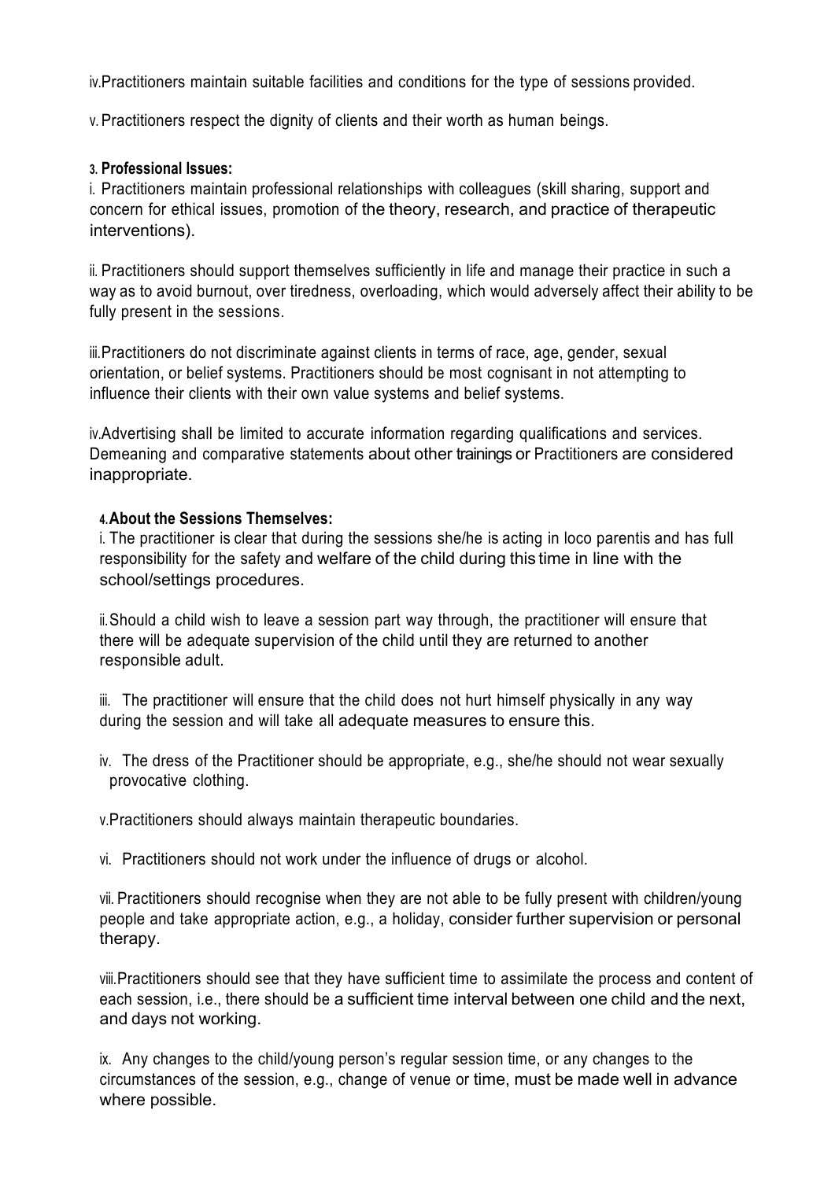iv. Practitioners maintain suitable facilities and conditions for the type of sessions provided.

v. Practitioners respect the dignity of clients and their worth as human beings.

**3. Professional Issues:**

i. Practitioners maintain professional relationships with colleagues (skill sharing, support and concern for ethical issues, promotion of the theory, research, and practice of therapeutic interventions).

ii. Practitioners should support themselves sufficiently in life and manage their practice in such a way as to avoid burnout, over tiredness, overloading, which would adversely affect their ability to be fully present in the sessions.

iii. Practitioners do not discriminate against clients in terms of race, age, gender, sexual orientation, or belief systems. Practitioners should be most cognisant in not attempting to influence their clients with their own value systems and belief systems.

iv. Advertising shall be limited to accurate information regarding qualifications and services. Demeaning and comparative statements about other trainings or Practitioners are considered inappropriate.

**4. About the Sessions Themselves:**

i. The practitioner is clear that during the sessions she/he is acting in loco parentis and has full responsibility for the safety and welfare of the child during this time in line with the school/settings procedures.

ii. Should a child wish to leave a session part way through, the practitioner will ensure that there will be adequate supervision of the child until they are returned to another responsible adult.

iii. The practitioner will ensure that the child does not hurt himself physically in any way during the session and will take all adequate measures to ensure this.

iv. The dress of the Practitioner should be appropriate, e.g., she/he should not wear sexually provocative clothing.

v. Practitioners should always maintain therapeutic boundaries.

vi. Practitioners should not work under the influence of drugs or alcohol.

vii. Practitioners should recognise when they are not able to be fully present with children/young people and take appropriate action, e.g., a holiday, consider further supervision or personal therapy.

viii. Practitioners should see that they have sufficient time to assimilate the process and content of each session, i.e., there should be a sufficient time interval between one child and the next, and days not working.

ix. Any changes to the child/young person's regular session time, or any changes to the circumstances of the session, e.g., change of venue or time, must be made well in advance where possible.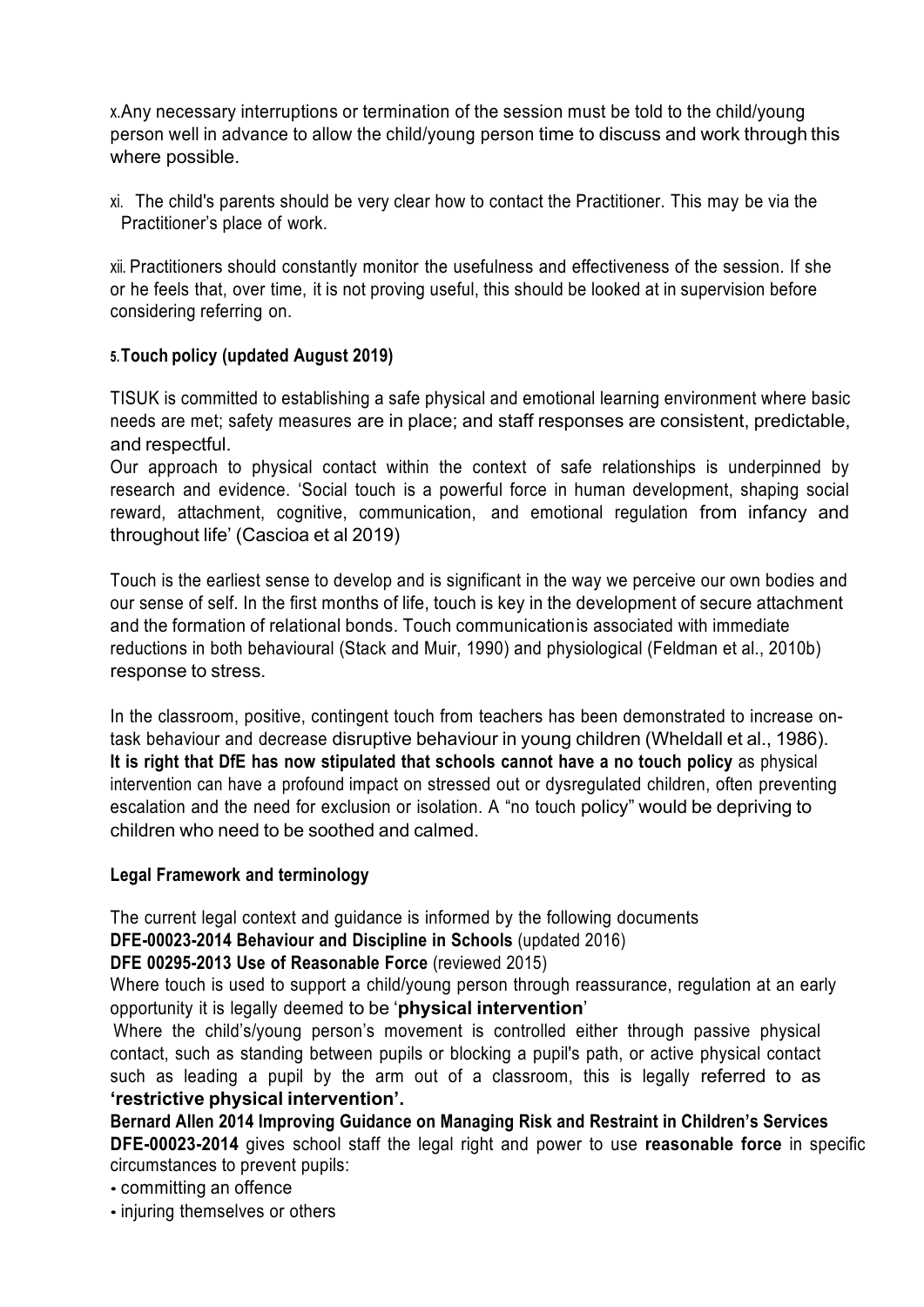x. Any necessary interruptions or termination of the session must be told to the child/young person well in advance to allow the child/young person time to discuss and work through this where possible.

xi. The child's parents should be very clear how to contact the Practitioner. This may be via the Practitioner's place of work.

xii. Practitioners should constantly monitor the usefulness and effectiveness of the session. If she or he feels that, over time, it is not proving useful, this should be looked at in supervision before considering referring on.

### 5. Touch policy (updated August 2019)

TISUK is committed to establishing a safe physical and emotional learning environment where basic needs are met; safety measures are in place; and staff responses are consistent, predictable, and respectful.

Our approach to physical contact within the context of safe relationships is underpinned by research and evidence. 'Social touch is a powerful force in human development, shaping social reward, attachment, cognitive, communication, and emotional regulation from infancy and throughout life' (Cascioa et al 2019)

Touch is the earliest sense to develop and is significant in the way we perceive our own bodies and our sense of self. In the first months of life, touch is key in the development of secure attachment and the formation of relational bonds. Touch communicationis associated with immediate reductions in both behavioural (Stack and Muir, 1990) and physiological (Feldman et al., 2010b) response to stress.

In the classroom, positive, contingent touch from teachers has been demonstrated to increase on-task behaviour and decrease disruptive behaviour in young children (Wheldall et al., 1986). **It is right that DfE has now stipulated that schools cannot have a no touch policy** as physical intervention can have a profound impact on stressed out or dysregulated children, often preventing escalation and the need for exclusion or isolation. A "no touch policy" would be depriving to children who need to be soothed and calmed.

### Legal Framework and terminology

The current legal context and guidance is informed by the following documents
**DFE-00023-2014 Behaviour and Discipline in Schools** (updated 2016)
**DFE 00295-2013 Use of Reasonable Force** (reviewed 2015)
Where touch is used to support a child/young person through reassurance, regulation at an early opportunity it is legally deemed to be '**physical intervention**'
Where the child's/young person's movement is controlled either through passive physical contact, such as standing between pupils or blocking a pupil's path, or active physical contact such as leading a pupil by the arm out of a classroom, this is legally referred to as **'restrictive physical intervention'.**
**Bernard Allen 2014 Improving Guidance on Managing Risk and Restraint in Children's Services**
**DFE-00023-2014** gives school staff the legal right and power to use **reasonable force** in specific circumstances to prevent pupils:

- committing an offence
- injuring themselves or others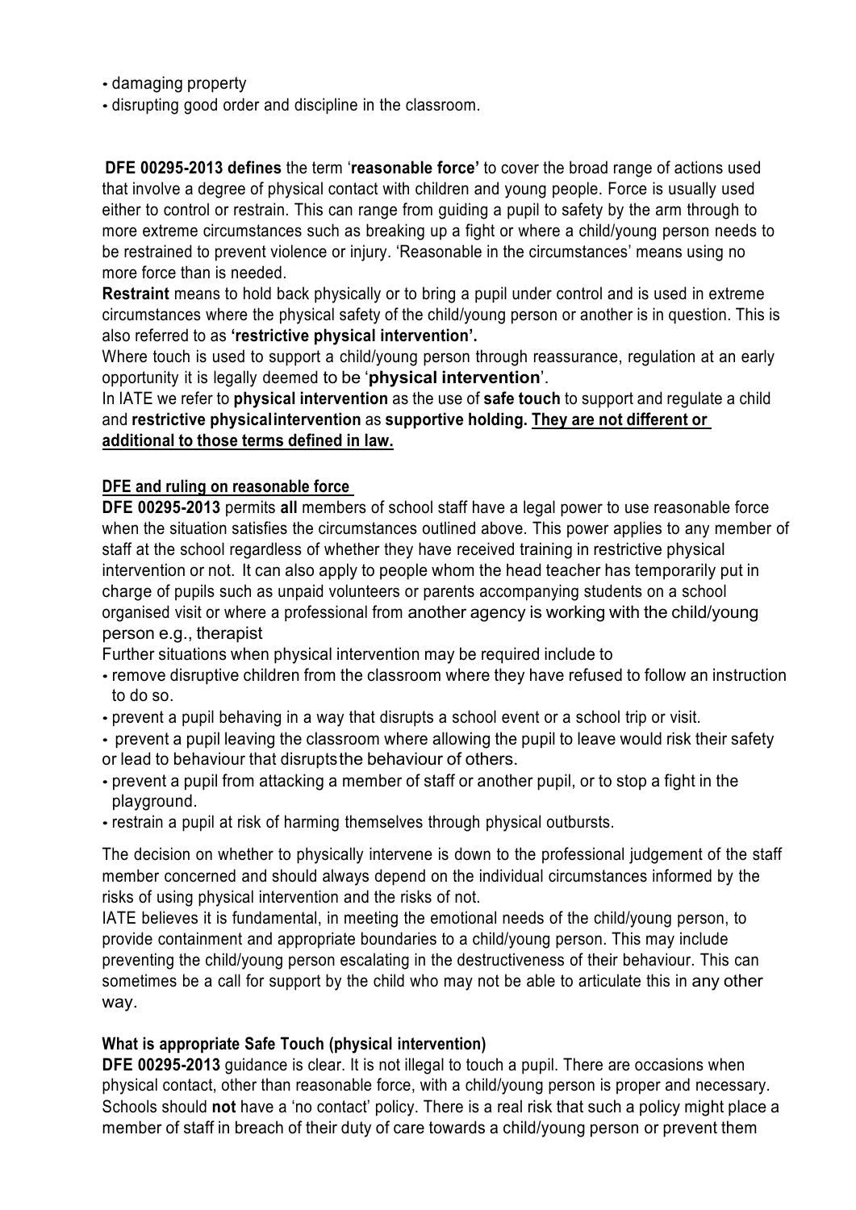- damaging property
- disrupting good order and discipline in the classroom.

**DFE 00295-2013 defines** the term '**reasonable force'** to cover the broad range of actions used that involve a degree of physical contact with children and young people. Force is usually used either to control or restrain. This can range from guiding a pupil to safety by the arm through to more extreme circumstances such as breaking up a fight or where a child/young person needs to be restrained to prevent violence or injury. 'Reasonable in the circumstances' means using no more force than is needed.

**Restraint** means to hold back physically or to bring a pupil under control and is used in extreme circumstances where the physical safety of the child/young person or another is in question. This is also referred to as **'restrictive physical intervention'.**

Where touch is used to support a child/young person through reassurance, regulation at an early opportunity it is legally deemed to be '**physical intervention**'.

In IATE we refer to **physical intervention** as the use of **safe touch** to support and regulate a child and **restrictive physicalintervention** as **supportive holding. They are not different or additional to those terms defined in law.**

**DFE and ruling on reasonable force**

**DFE 00295-2013** permits **all** members of school staff have a legal power to use reasonable force when the situation satisfies the circumstances outlined above. This power applies to any member of staff at the school regardless of whether they have received training in restrictive physical intervention or not. It can also apply to people whom the head teacher has temporarily put in charge of pupils such as unpaid volunteers or parents accompanying students on a school organised visit or where a professional from another agency is working with the child/young person e.g., therapist

Further situations when physical intervention may be required include to

- remove disruptive children from the classroom where they have refused to follow an instruction to do so.
- prevent a pupil behaving in a way that disrupts a school event or a school trip or visit.
- prevent a pupil leaving the classroom where allowing the pupil to leave would risk their safety or lead to behaviour that disruptsthe behaviour of others.
- prevent a pupil from attacking a member of staff or another pupil, or to stop a fight in the playground.
- restrain a pupil at risk of harming themselves through physical outbursts.

The decision on whether to physically intervene is down to the professional judgement of the staff member concerned and should always depend on the individual circumstances informed by the risks of using physical intervention and the risks of not.

IATE believes it is fundamental, in meeting the emotional needs of the child/young person, to provide containment and appropriate boundaries to a child/young person. This may include preventing the child/young person escalating in the destructiveness of their behaviour. This can sometimes be a call for support by the child who may not be able to articulate this in any other way.

**What is appropriate Safe Touch (physical intervention)**

**DFE 00295-2013** guidance is clear. It is not illegal to touch a pupil. There are occasions when physical contact, other than reasonable force, with a child/young person is proper and necessary. Schools should **not** have a 'no contact' policy. There is a real risk that such a policy might place a member of staff in breach of their duty of care towards a child/young person or prevent them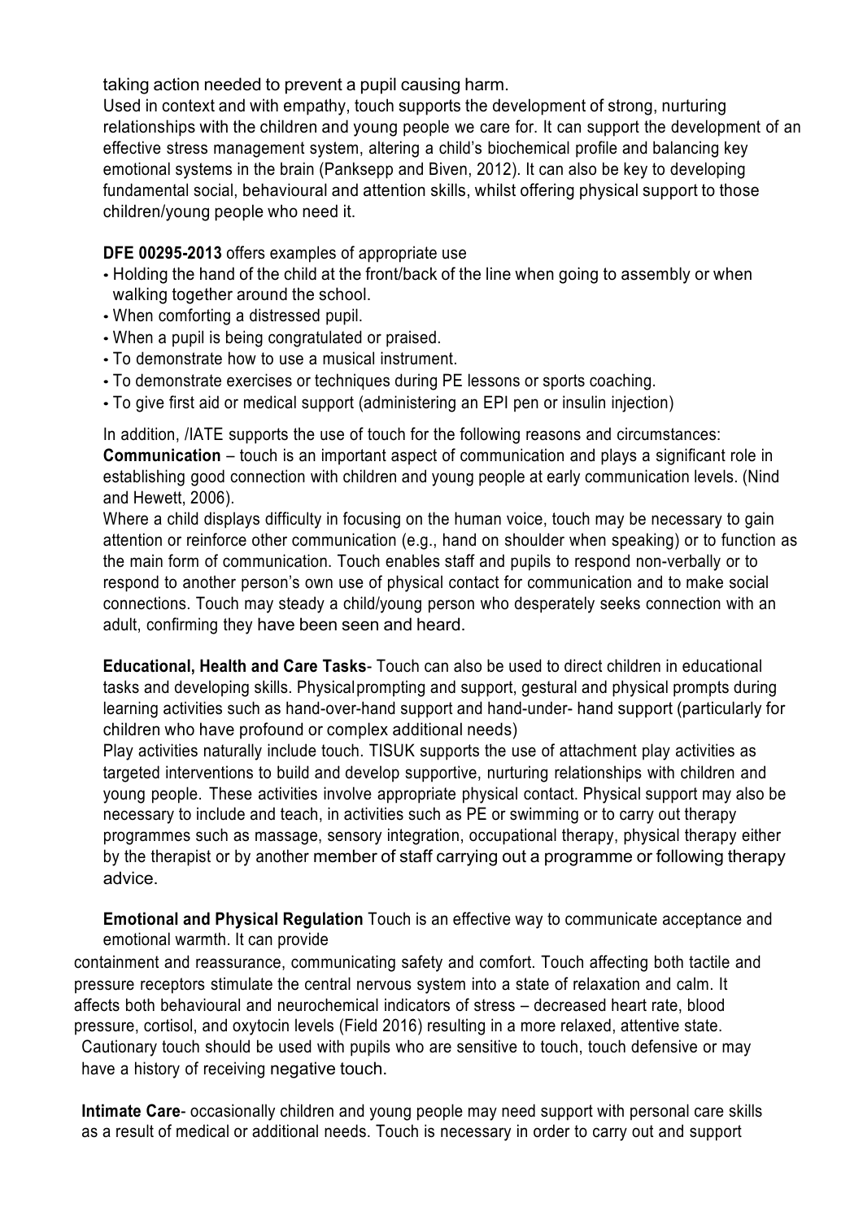taking action needed to prevent a pupil causing harm.

Used in context and with empathy, touch supports the development of strong, nurturing relationships with the children and young people we care for. It can support the development of an effective stress management system, altering a child's biochemical profile and balancing key emotional systems in the brain (Panksepp and Biven, 2012). It can also be key to developing fundamental social, behavioural and attention skills, whilst offering physical support to those children/young people who need it.

**DFE 00295-2013** offers examples of appropriate use

- Holding the hand of the child at the front/back of the line when going to assembly or when walking together around the school.
- When comforting a distressed pupil.
- When a pupil is being congratulated or praised.
- To demonstrate how to use a musical instrument.
- To demonstrate exercises or techniques during PE lessons or sports coaching.
- To give first aid or medical support (administering an EPI pen or insulin injection)

In addition, /IATE supports the use of touch for the following reasons and circumstances:

**Communication** – touch is an important aspect of communication and plays a significant role in establishing good connection with children and young people at early communication levels. (Nind and Hewett, 2006).

Where a child displays difficulty in focusing on the human voice, touch may be necessary to gain attention or reinforce other communication (e.g., hand on shoulder when speaking) or to function as the main form of communication. Touch enables staff and pupils to respond non-verbally or to respond to another person's own use of physical contact for communication and to make social connections. Touch may steady a child/young person who desperately seeks connection with an adult, confirming they have been seen and heard.

**Educational, Health and Care Tasks**- Touch can also be used to direct children in educational tasks and developing skills. Physicalprompting and support, gestural and physical prompts during learning activities such as hand-over-hand support and hand-under- hand support (particularly for children who have profound or complex additional needs)

Play activities naturally include touch. TISUK supports the use of attachment play activities as targeted interventions to build and develop supportive, nurturing relationships with children and young people. These activities involve appropriate physical contact. Physical support may also be necessary to include and teach, in activities such as PE or swimming or to carry out therapy programmes such as massage, sensory integration, occupational therapy, physical therapy either by the therapist or by another member of staff carrying out a programme or following therapy advice.

**Emotional and Physical Regulation** Touch is an effective way to communicate acceptance and emotional warmth. It can provide containment and reassurance, communicating safety and comfort. Touch affecting both tactile and pressure receptors stimulate the central nervous system into a state of relaxation and calm. It affects both behavioural and neurochemical indicators of stress – decreased heart rate, blood pressure, cortisol, and oxytocin levels (Field 2016) resulting in a more relaxed, attentive state. Cautionary touch should be used with pupils who are sensitive to touch, touch defensive or may have a history of receiving negative touch.

**Intimate Care**- occasionally children and young people may need support with personal care skills as a result of medical or additional needs. Touch is necessary in order to carry out and support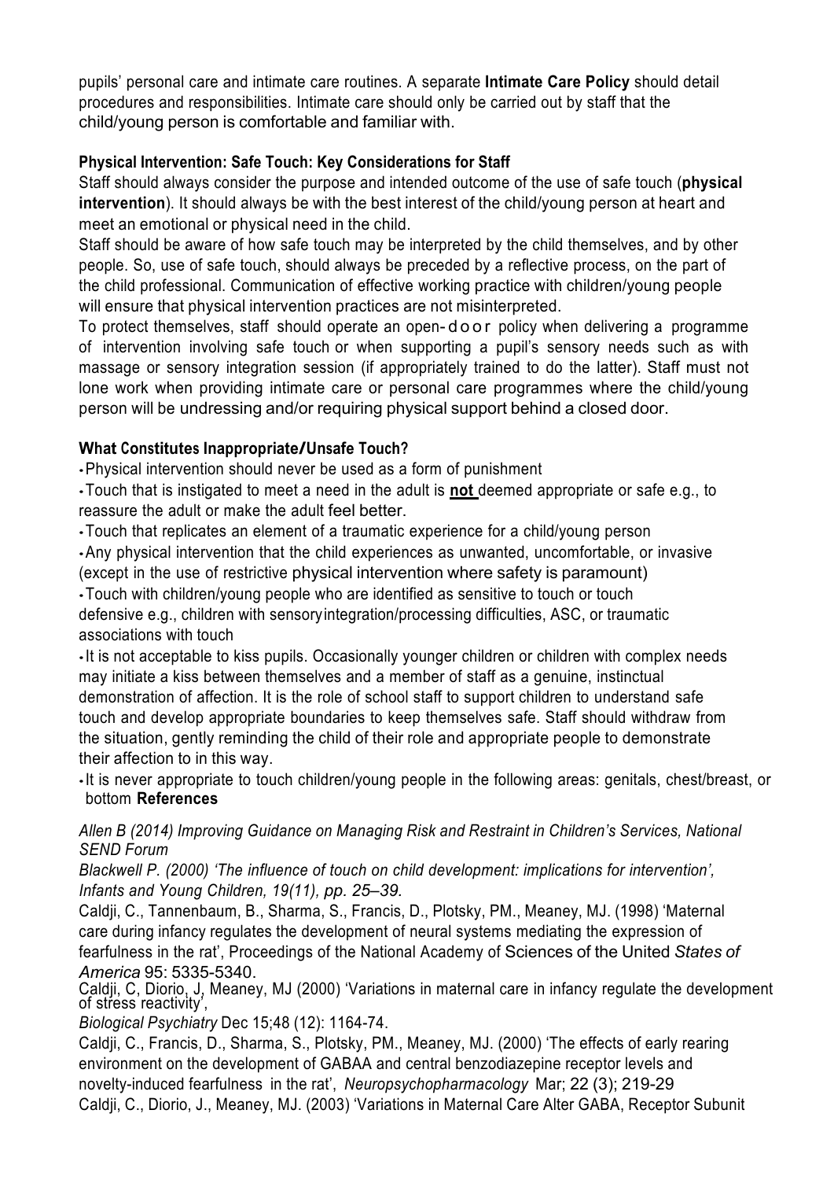pupils' personal care and intimate care routines. A separate **Intimate Care Policy** should detail procedures and responsibilities. Intimate care should only be carried out by staff that the child/young person is comfortable and familiar with.

### Physical Intervention: Safe Touch: Key Considerations for Staff

Staff should always consider the purpose and intended outcome of the use of safe touch (**physical intervention**). It should always be with the best interest of the child/young person at heart and meet an emotional or physical need in the child.

Staff should be aware of how safe touch may be interpreted by the child themselves, and by other people. So, use of safe touch, should always be preceded by a reflective process, on the part of the child professional. Communication of effective working practice with children/young people will ensure that physical intervention practices are not misinterpreted.

To protect themselves, staff should operate an open-door policy when delivering a programme of intervention involving safe touch or when supporting a pupil's sensory needs such as with massage or sensory integration session (if appropriately trained to do the latter). Staff must not lone work when providing intimate care or personal care programmes where the child/young person will be undressing and/or requiring physical support behind a closed door.

### What Constitutes Inappropriate/Unsafe Touch?

- Physical intervention should never be used as a form of punishment
- Touch that is instigated to meet a need in the adult is **not** deemed appropriate or safe e.g., to reassure the adult or make the adult feel better.
- Touch that replicates an element of a traumatic experience for a child/young person
- Any physical intervention that the child experiences as unwanted, uncomfortable, or invasive (except in the use of restrictive physical intervention where safety is paramount)
- Touch with children/young people who are identified as sensitive to touch or touch defensive e.g., children with sensory integration/processing difficulties, ASC, or traumatic associations with touch
- It is not acceptable to kiss pupils. Occasionally younger children or children with complex needs may initiate a kiss between themselves and a member of staff as a genuine, instinctual demonstration of affection. It is the role of school staff to support children to understand safe touch and develop appropriate boundaries to keep themselves safe. Staff should withdraw from the situation, gently reminding the child of their role and appropriate people to demonstrate their affection to in this way.
- It is never appropriate to touch children/young people in the following areas: genitals, chest/breast, or bottom

### References

*Allen B (2014) Improving Guidance on Managing Risk and Restraint in Children's Services, National SEND Forum*

*Blackwell P. (2000) 'The influence of touch on child development: implications for intervention', Infants and Young Children, 19(11), pp. 25–39.*

Caldji, C., Tannenbaum, B., Sharma, S., Francis, D., Plotsky, PM., Meaney, MJ. (1998) 'Maternal care during infancy regulates the development of neural systems mediating the expression of fearfulness in the rat', Proceedings of the National Academy of Sciences of the United *States of America* 95: 5335-5340.

Caldji, C, Diorio, J, Meaney, MJ (2000) 'Variations in maternal care in infancy regulate the development of stress reactivity',
*Biological Psychiatry* Dec 15;48 (12): 1164-74.

Caldji, C., Francis, D., Sharma, S., Plotsky, PM., Meaney, MJ. (2000) 'The effects of early rearing environment on the development of GABAA and central benzodiazepine receptor levels and novelty-induced fearfulness in the rat', *Neuropsychopharmacology* Mar; 22 (3); 219-29

Caldji, C., Diorio, J., Meaney, MJ. (2003) 'Variations in Maternal Care Alter GABA, Receptor Subunit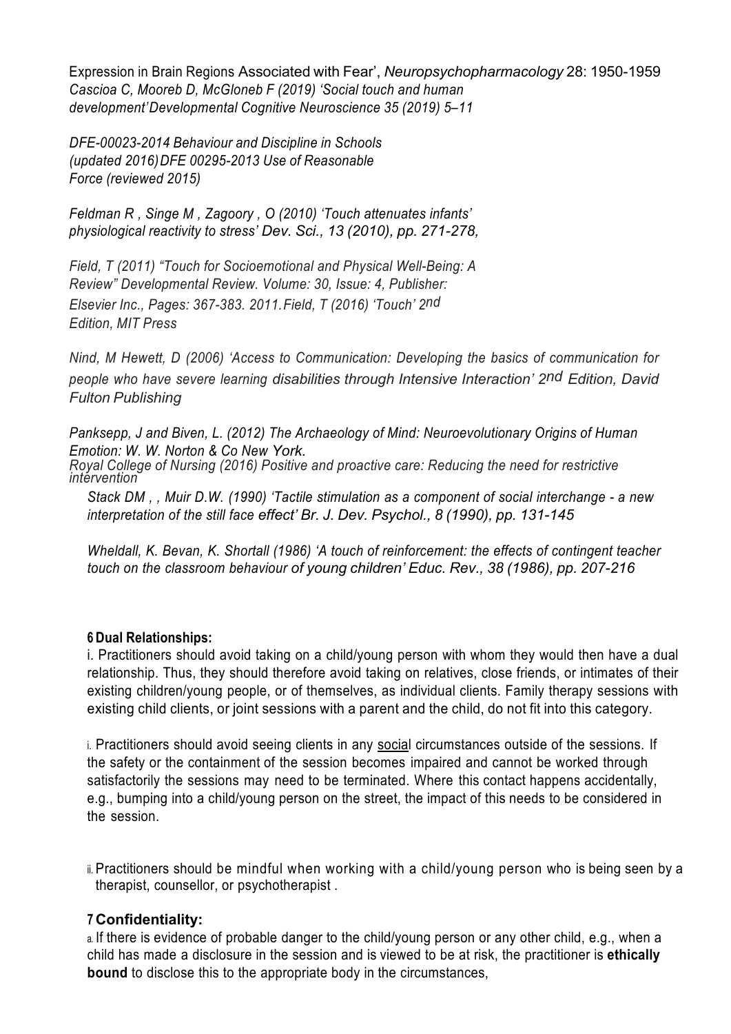Expression in Brain Regions Associated with Fear', *Neuropsychopharmacology* 28: 1950-1959
*Cascioa C, Mooreb D, McGloneb F (2019) 'Social touch and human development' Developmental Cognitive Neuroscience 35 (2019) 5–11*

*DFE-00023-2014 Behaviour and Discipline in Schools (updated 2016) DFE 00295-2013 Use of Reasonable Force (reviewed 2015)*

*Feldman R , Singe M , Zagoory , O (2010) 'Touch attenuates infants' physiological reactivity to stress' Dev. Sci., 13 (2010), pp. 271-278,*

*Field, T (2011) "Touch for Socioemotional and Physical Well-Being: A Review" Developmental Review. Volume: 30, Issue: 4, Publisher: Elsevier Inc., Pages: 367-383. 2011. Field, T (2016) 'Touch' 2nd Edition, MIT Press*

*Nind, M Hewett, D (2006) 'Access to Communication: Developing the basics of communication for people who have severe learning disabilities through Intensive Interaction' 2nd Edition, David Fulton Publishing*

*Panksepp, J and Biven, L. (2012) The Archaeology of Mind: Neuroevolutionary Origins of Human Emotion: W. W. Norton & Co New York.*
*Royal College of Nursing (2016) Positive and proactive care: Reducing the need for restrictive intervention*

*Stack DM , , Muir D.W. (1990) 'Tactile stimulation as a component of social interchange - a new interpretation of the still face effect' Br. J. Dev. Psychol., 8 (1990), pp. 131-145*

*Wheldall, K. Bevan, K. Shortall (1986) 'A touch of reinforcement: the effects of contingent teacher touch on the classroom behaviour of young children' Educ. Rev., 38 (1986), pp. 207-216*

**6 Dual Relationships:**

i. Practitioners should avoid taking on a child/young person with whom they would then have a dual relationship. Thus, they should therefore avoid taking on relatives, close friends, or intimates of their existing children/young people, or of themselves, as individual clients. Family therapy sessions with existing child clients, or joint sessions with a parent and the child, do not fit into this category.

i. Practitioners should avoid seeing clients in any social circumstances outside of the sessions. If the safety or the containment of the session becomes impaired and cannot be worked through satisfactorily the sessions may need to be terminated. Where this contact happens accidentally, e.g., bumping into a child/young person on the street, the impact of this needs to be considered in the session.

ii. Practitioners should be mindful when working with a child/young person who is being seen by a therapist, counsellor, or psychotherapist .

## 7 Confidentiality:

a. If there is evidence of probable danger to the child/young person or any other child, e.g., when a child has made a disclosure in the session and is viewed to be at risk, the practitioner is **ethically bound** to disclose this to the appropriate body in the circumstances,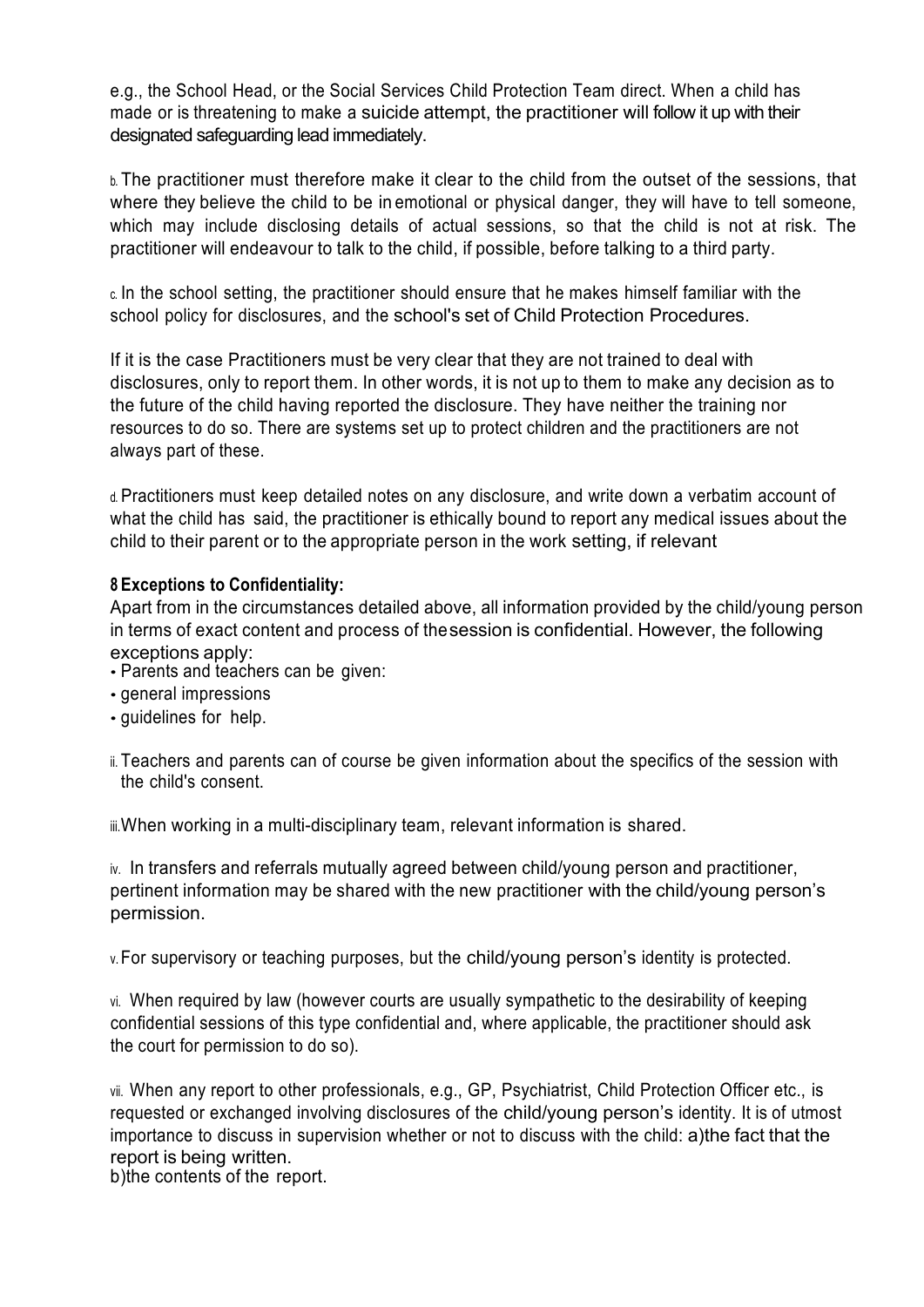e.g., the School Head, or the Social Services Child Protection Team direct. When a child has made or is threatening to make a suicide attempt, the practitioner will follow it up with their designated safeguarding lead immediately.

b. The practitioner must therefore make it clear to the child from the outset of the sessions, that where they believe the child to be in emotional or physical danger, they will have to tell someone, which may include disclosing details of actual sessions, so that the child is not at risk. The practitioner will endeavour to talk to the child, if possible, before talking to a third party.

c. In the school setting, the practitioner should ensure that he makes himself familiar with the school policy for disclosures, and the school's set of Child Protection Procedures.

If it is the case Practitioners must be very clear that they are not trained to deal with disclosures, only to report them. In other words, it is not up to them to make any decision as to the future of the child having reported the disclosure. They have neither the training nor resources to do so. There are systems set up to protect children and the practitioners are not always part of these.

d. Practitioners must keep detailed notes on any disclosure, and write down a verbatim account of what the child has said, the practitioner is ethically bound to report any medical issues about the child to their parent or to the appropriate person in the work setting, if relevant

**8 Exceptions to Confidentiality:**

Apart from in the circumstances detailed above, all information provided by the child/young person in terms of exact content and process of the session is confidential. However, the following exceptions apply:

- Parents and teachers can be given:
- general impressions
- guidelines for help.

ii. Teachers and parents can of course be given information about the specifics of the session with the child's consent.

iii. When working in a multi-disciplinary team, relevant information is shared.

iv. In transfers and referrals mutually agreed between child/young person and practitioner, pertinent information may be shared with the new practitioner with the child/young person's permission.

v. For supervisory or teaching purposes, but the child/young person's identity is protected.

vi. When required by law (however courts are usually sympathetic to the desirability of keeping confidential sessions of this type confidential and, where applicable, the practitioner should ask the court for permission to do so).

vii. When any report to other professionals, e.g., GP, Psychiatrist, Child Protection Officer etc., is requested or exchanged involving disclosures of the child/young person's identity. It is of utmost importance to discuss in supervision whether or not to discuss with the child: a)the fact that the report is being written.
b)the contents of the report.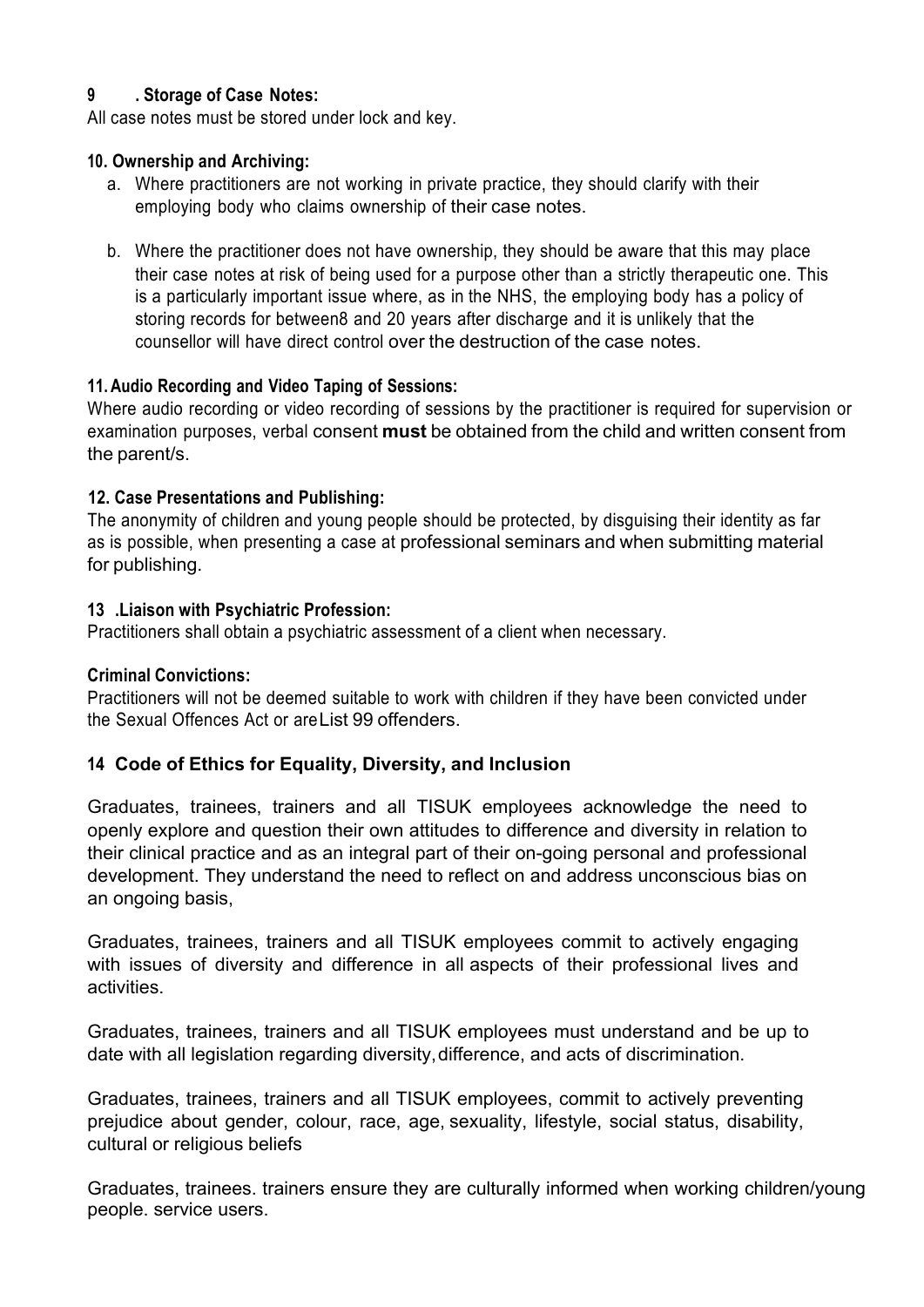**9 . Storage of Case Notes:**

All case notes must be stored under lock and key.

**10. Ownership and Archiving:**

a. Where practitioners are not working in private practice, they should clarify with their employing body who claims ownership of their case notes.

b. Where the practitioner does not have ownership, they should be aware that this may place their case notes at risk of being used for a purpose other than a strictly therapeutic one. This is a particularly important issue where, as in the NHS, the employing body has a policy of storing records for between8 and 20 years after discharge and it is unlikely that the counsellor will have direct control over the destruction of the case notes.

**11. Audio Recording and Video Taping of Sessions:**

Where audio recording or video recording of sessions by the practitioner is required for supervision or examination purposes, verbal consent **must** be obtained from the child and written consent from the parent/s.

**12. Case Presentations and Publishing:**

The anonymity of children and young people should be protected, by disguising their identity as far as is possible, when presenting a case at professional seminars and when submitting material for publishing.

**13 .Liaison with Psychiatric Profession:**

Practitioners shall obtain a psychiatric assessment of a client when necessary.

**Criminal Convictions:**

Practitioners will not be deemed suitable to work with children if they have been convicted under the Sexual Offences Act or areList 99 offenders.

## 14 Code of Ethics for Equality, Diversity, and Inclusion

Graduates, trainees, trainers and all TISUK employees acknowledge the need to openly explore and question their own attitudes to difference and diversity in relation to their clinical practice and as an integral part of their on-going personal and professional development. They understand the need to reflect on and address unconscious bias on an ongoing basis,

Graduates, trainees, trainers and all TISUK employees commit to actively engaging with issues of diversity and difference in all aspects of their professional lives and activities.

Graduates, trainees, trainers and all TISUK employees must understand and be up to date with all legislation regarding diversity,difference, and acts of discrimination.

Graduates, trainees, trainers and all TISUK employees, commit to actively preventing prejudice about gender, colour, race, age, sexuality, lifestyle, social status, disability, cultural or religious beliefs

Graduates, trainees. trainers ensure they are culturally informed when working children/young people. service users.